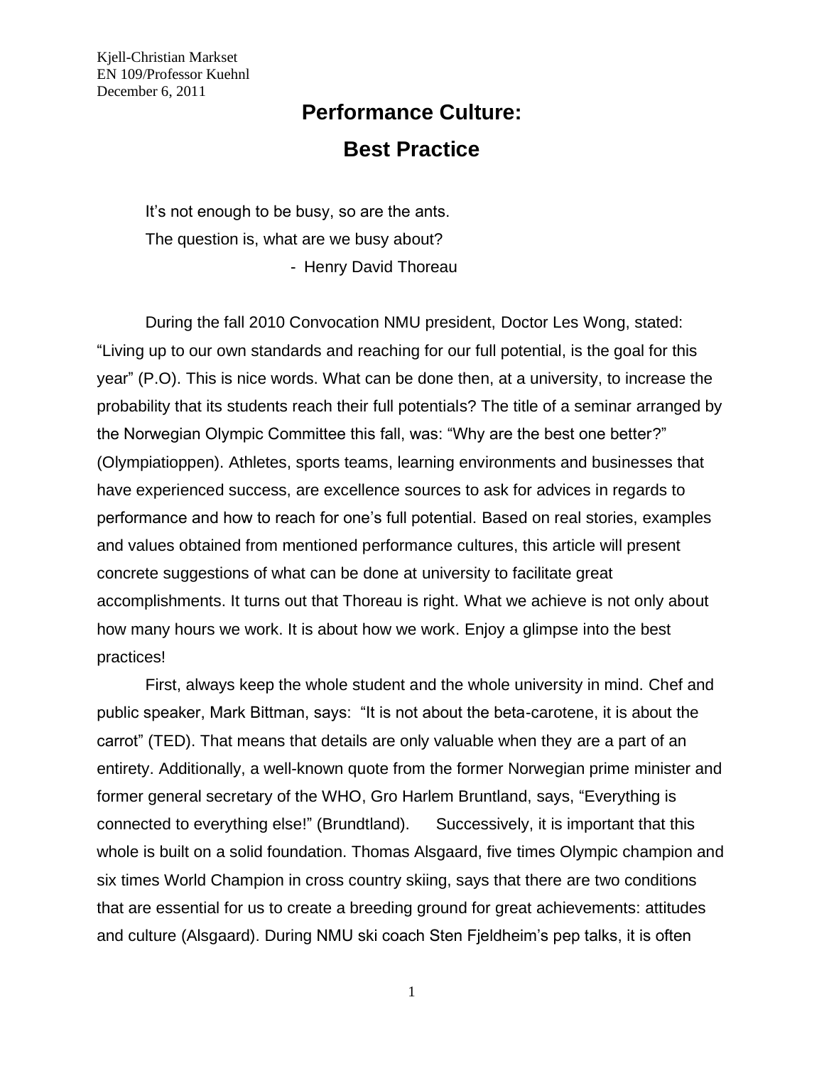Kjell-Christian Markset
EN 109/Professor Kuehnl
December 6, 2011

# Performance Culture:

# Best Practice

It's not enough to be busy, so are the ants.
The question is, what are we busy about?
- Henry David Thoreau

During the fall 2010 Convocation NMU president, Doctor Les Wong, stated: "Living up to our own standards and reaching for our full potential, is the goal for this year" (P.O). This is nice words. What can be done then, at a university, to increase the probability that its students reach their full potentials? The title of a seminar arranged by the Norwegian Olympic Committee this fall, was: "Why are the best one better?" (Olympiatioppen). Athletes, sports teams, learning environments and businesses that have experienced success, are excellence sources to ask for advices in regards to performance and how to reach for one's full potential. Based on real stories, examples and values obtained from mentioned performance cultures, this article will present concrete suggestions of what can be done at university to facilitate great accomplishments. It turns out that Thoreau is right. What we achieve is not only about how many hours we work. It is about how we work. Enjoy a glimpse into the best practices!

First, always keep the whole student and the whole university in mind. Chef and public speaker, Mark Bittman, says: "It is not about the beta-carotene, it is about the carrot" (TED). That means that details are only valuable when they are a part of an entirety. Additionally, a well-known quote from the former Norwegian prime minister and former general secretary of the WHO, Gro Harlem Bruntland, says, "Everything is connected to everything else!" (Brundtland). Successively, it is important that this whole is built on a solid foundation. Thomas Alsgaard, five times Olympic champion and six times World Champion in cross country skiing, says that there are two conditions that are essential for us to create a breeding ground for great achievements: attitudes and culture (Alsgaard). During NMU ski coach Sten Fjeldheim's pep talks, it is often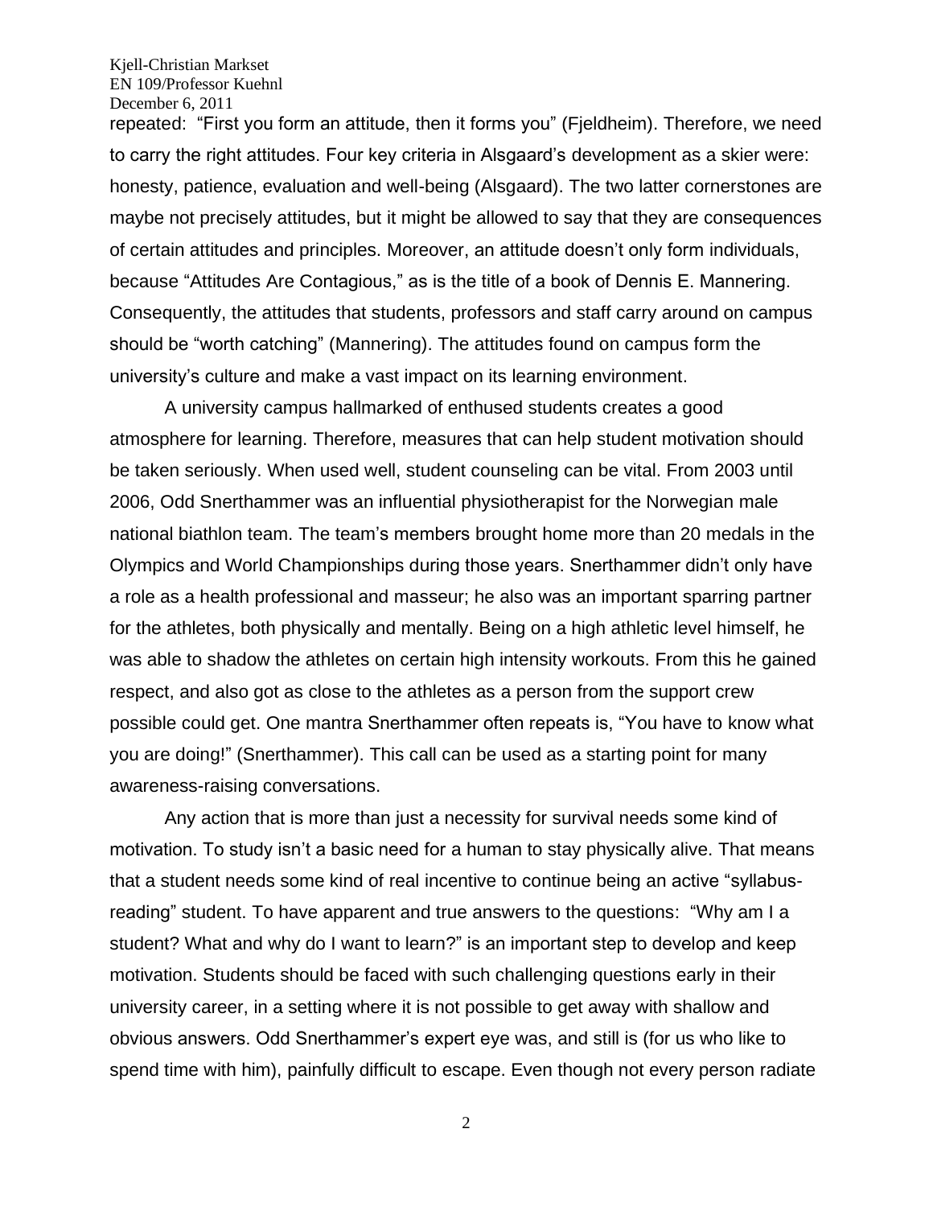repeated: "First you form an attitude, then it forms you" (Fjeldheim). Therefore, we need to carry the right attitudes. Four key criteria in Alsgaard's development as a skier were: honesty, patience, evaluation and well-being (Alsgaard). The two latter cornerstones are maybe not precisely attitudes, but it might be allowed to say that they are consequences of certain attitudes and principles. Moreover, an attitude doesn't only form individuals, because "Attitudes Are Contagious," as is the title of a book of Dennis E. Mannering. Consequently, the attitudes that students, professors and staff carry around on campus should be "worth catching" (Mannering). The attitudes found on campus form the university's culture and make a vast impact on its learning environment.

A university campus hallmarked of enthused students creates a good atmosphere for learning. Therefore, measures that can help student motivation should be taken seriously. When used well, student counseling can be vital. From 2003 until 2006, Odd Snerthammer was an influential physiotherapist for the Norwegian male national biathlon team. The team's members brought home more than 20 medals in the Olympics and World Championships during those years. Snerthammer didn't only have a role as a health professional and masseur; he also was an important sparring partner for the athletes, both physically and mentally. Being on a high athletic level himself, he was able to shadow the athletes on certain high intensity workouts. From this he gained respect, and also got as close to the athletes as a person from the support crew possible could get. One mantra Snerthammer often repeats is, "You have to know what you are doing!" (Snerthammer). This call can be used as a starting point for many awareness-raising conversations.

Any action that is more than just a necessity for survival needs some kind of motivation. To study isn't a basic need for a human to stay physically alive. That means that a student needs some kind of real incentive to continue being an active "syllabus-reading" student. To have apparent and true answers to the questions: "Why am I a student? What and why do I want to learn?" is an important step to develop and keep motivation. Students should be faced with such challenging questions early in their university career, in a setting where it is not possible to get away with shallow and obvious answers. Odd Snerthammer's expert eye was, and still is (for us who like to spend time with him), painfully difficult to escape. Even though not every person radiate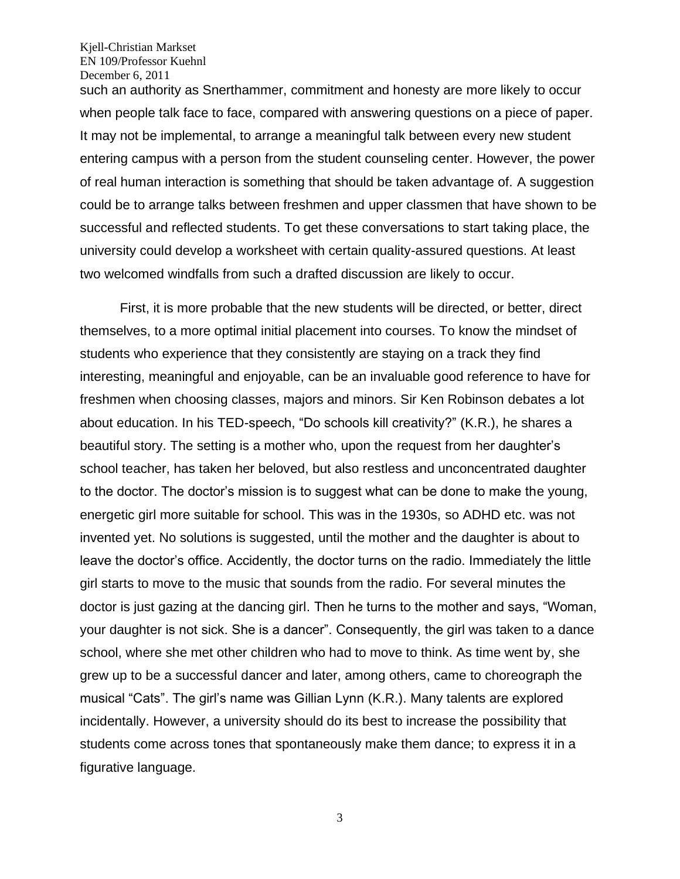such an authority as Snerthammer, commitment and honesty are more likely to occur when people talk face to face, compared with answering questions on a piece of paper. It may not be implemental, to arrange a meaningful talk between every new student entering campus with a person from the student counseling center. However, the power of real human interaction is something that should be taken advantage of. A suggestion could be to arrange talks between freshmen and upper classmen that have shown to be successful and reflected students. To get these conversations to start taking place, the university could develop a worksheet with certain quality-assured questions. At least two welcomed windfalls from such a drafted discussion are likely to occur.

First, it is more probable that the new students will be directed, or better, direct themselves, to a more optimal initial placement into courses. To know the mindset of students who experience that they consistently are staying on a track they find interesting, meaningful and enjoyable, can be an invaluable good reference to have for freshmen when choosing classes, majors and minors. Sir Ken Robinson debates a lot about education. In his TED-speech, "Do schools kill creativity?" (K.R.), he shares a beautiful story. The setting is a mother who, upon the request from her daughter's school teacher, has taken her beloved, but also restless and unconcentrated daughter to the doctor. The doctor's mission is to suggest what can be done to make the young, energetic girl more suitable for school. This was in the 1930s, so ADHD etc. was not invented yet. No solutions is suggested, until the mother and the daughter is about to leave the doctor's office. Accidently, the doctor turns on the radio. Immediately the little girl starts to move to the music that sounds from the radio. For several minutes the doctor is just gazing at the dancing girl. Then he turns to the mother and says, "Woman, your daughter is not sick. She is a dancer". Consequently, the girl was taken to a dance school, where she met other children who had to move to think. As time went by, she grew up to be a successful dancer and later, among others, came to choreograph the musical "Cats". The girl's name was Gillian Lynn (K.R.). Many talents are explored incidentally. However, a university should do its best to increase the possibility that students come across tones that spontaneously make them dance; to express it in a figurative language.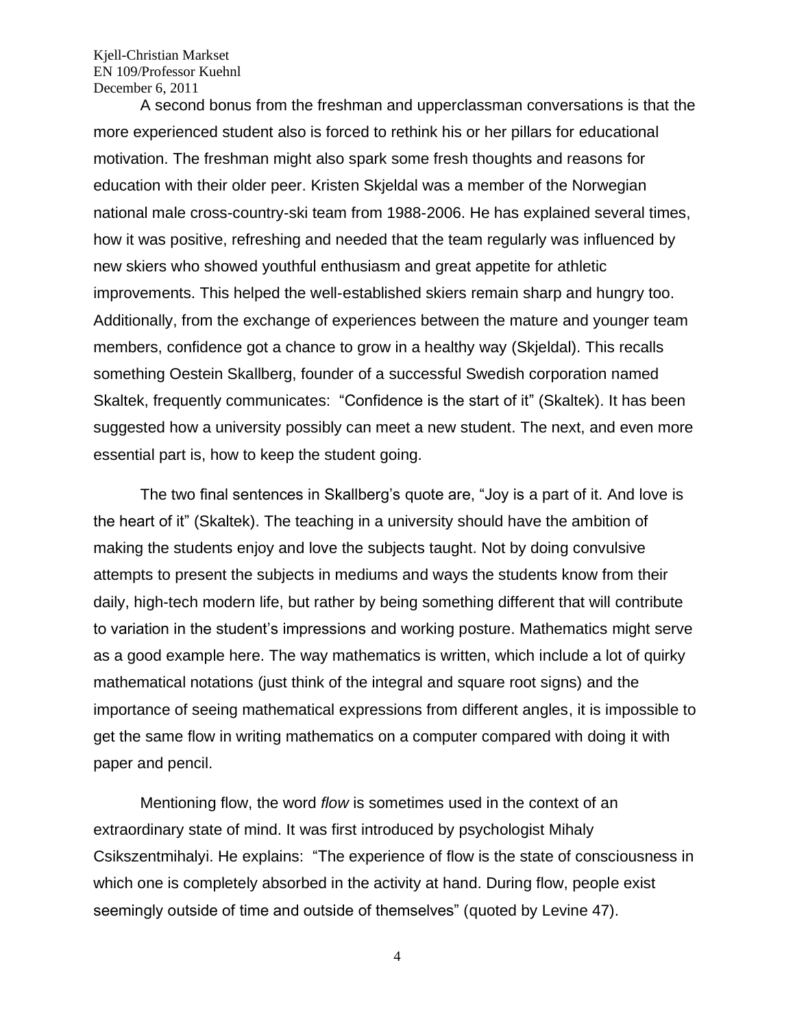A second bonus from the freshman and upperclassman conversations is that the more experienced student also is forced to rethink his or her pillars for educational motivation. The freshman might also spark some fresh thoughts and reasons for education with their older peer. Kristen Skjeldal was a member of the Norwegian national male cross-country-ski team from 1988-2006. He has explained several times, how it was positive, refreshing and needed that the team regularly was influenced by new skiers who showed youthful enthusiasm and great appetite for athletic improvements. This helped the well-established skiers remain sharp and hungry too. Additionally, from the exchange of experiences between the mature and younger team members, confidence got a chance to grow in a healthy way (Skjeldal). This recalls something Oestein Skallberg, founder of a successful Swedish corporation named Skaltek, frequently communicates: "Confidence is the start of it" (Skaltek). It has been suggested how a university possibly can meet a new student. The next, and even more essential part is, how to keep the student going.

The two final sentences in Skallberg's quote are, "Joy is a part of it. And love is the heart of it" (Skaltek). The teaching in a university should have the ambition of making the students enjoy and love the subjects taught. Not by doing convulsive attempts to present the subjects in mediums and ways the students know from their daily, high-tech modern life, but rather by being something different that will contribute to variation in the student's impressions and working posture. Mathematics might serve as a good example here. The way mathematics is written, which include a lot of quirky mathematical notations (just think of the integral and square root signs) and the importance of seeing mathematical expressions from different angles, it is impossible to get the same flow in writing mathematics on a computer compared with doing it with paper and pencil.

Mentioning flow, the word *flow* is sometimes used in the context of an extraordinary state of mind. It was first introduced by psychologist Mihaly Csikszentmihalyi. He explains: "The experience of flow is the state of consciousness in which one is completely absorbed in the activity at hand. During flow, people exist seemingly outside of time and outside of themselves" (quoted by Levine 47).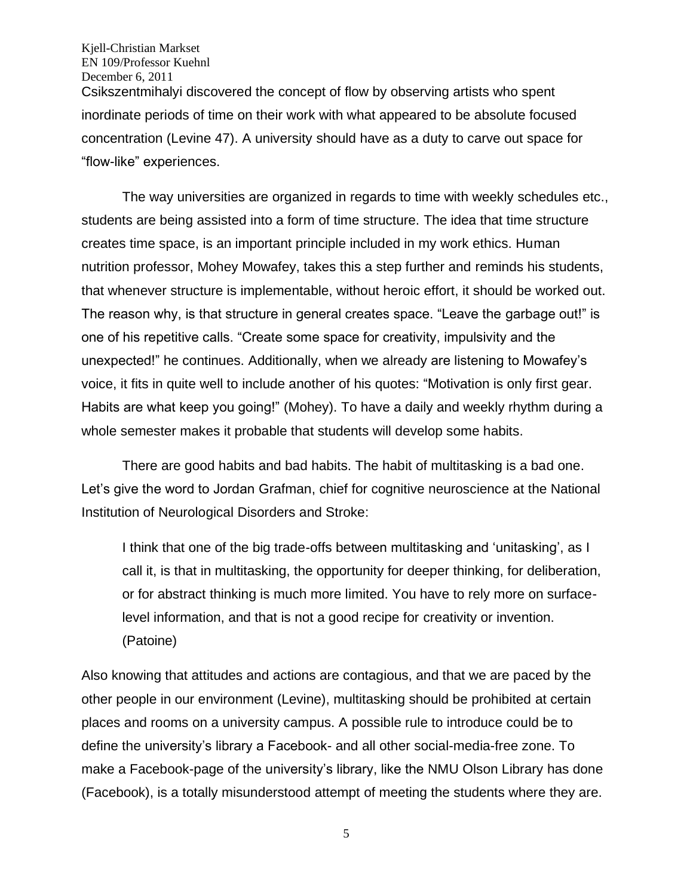Csikszentmihalyi discovered the concept of flow by observing artists who spent inordinate periods of time on their work with what appeared to be absolute focused concentration (Levine 47). A university should have as a duty to carve out space for “flow-like” experiences.

The way universities are organized in regards to time with weekly schedules etc., students are being assisted into a form of time structure. The idea that time structure creates time space, is an important principle included in my work ethics. Human nutrition professor, Mohey Mowafey, takes this a step further and reminds his students, that whenever structure is implementable, without heroic effort, it should be worked out. The reason why, is that structure in general creates space. “Leave the garbage out!” is one of his repetitive calls. “Create some space for creativity, impulsivity and the unexpected!” he continues. Additionally, when we already are listening to Mowafey’s voice, it fits in quite well to include another of his quotes: “Motivation is only first gear. Habits are what keep you going!” (Mohey). To have a daily and weekly rhythm during a whole semester makes it probable that students will develop some habits.

There are good habits and bad habits. The habit of multitasking is a bad one. Let’s give the word to Jordan Grafman, chief for cognitive neuroscience at the National Institution of Neurological Disorders and Stroke:

> I think that one of the big trade-offs between multitasking and ‘unitasking’, as I call it, is that in multitasking, the opportunity for deeper thinking, for deliberation, or for abstract thinking is much more limited. You have to rely more on surface-level information, and that is not a good recipe for creativity or invention. (Patoine)

Also knowing that attitudes and actions are contagious, and that we are paced by the other people in our environment (Levine), multitasking should be prohibited at certain places and rooms on a university campus. A possible rule to introduce could be to define the university’s library a Facebook- and all other social-media-free zone. To make a Facebook-page of the university’s library, like the NMU Olson Library has done (Facebook), is a totally misunderstood attempt of meeting the students where they are.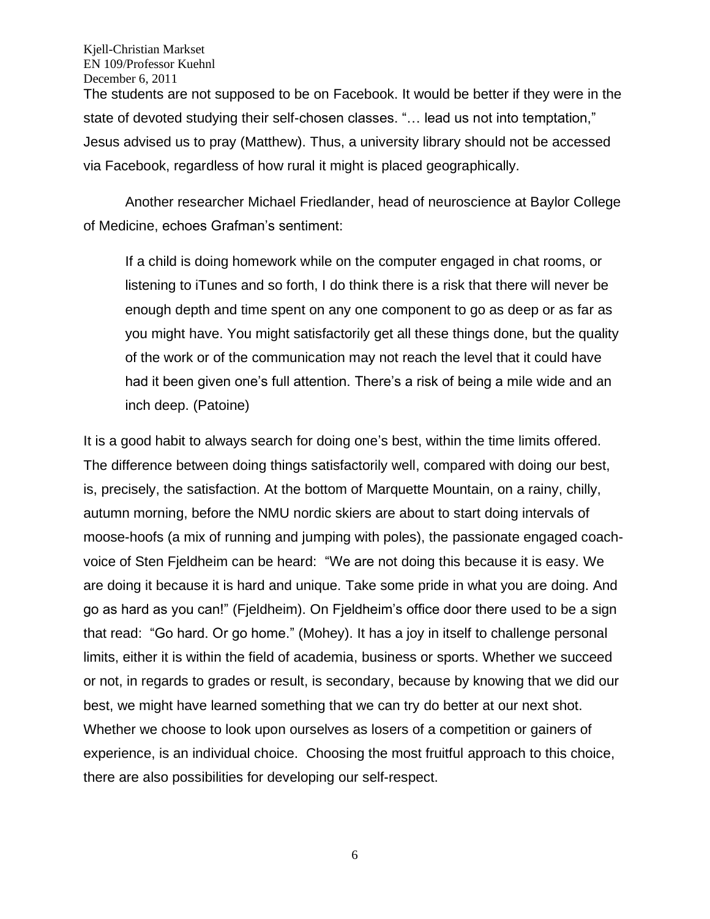The students are not supposed to be on Facebook. It would be better if they were in the state of devoted studying their self-chosen classes. "… lead us not into temptation," Jesus advised us to pray (Matthew). Thus, a university library should not be accessed via Facebook, regardless of how rural it might is placed geographically.

Another researcher Michael Friedlander, head of neuroscience at Baylor College of Medicine, echoes Grafman's sentiment:

> If a child is doing homework while on the computer engaged in chat rooms, or listening to iTunes and so forth, I do think there is a risk that there will never be enough depth and time spent on any one component to go as deep or as far as you might have. You might satisfactorily get all these things done, but the quality of the work or of the communication may not reach the level that it could have had it been given one's full attention. There's a risk of being a mile wide and an inch deep. (Patoine)

It is a good habit to always search for doing one's best, within the time limits offered. The difference between doing things satisfactorily well, compared with doing our best, is, precisely, the satisfaction. At the bottom of Marquette Mountain, on a rainy, chilly, autumn morning, before the NMU nordic skiers are about to start doing intervals of moose-hoofs (a mix of running and jumping with poles), the passionate engaged coach-voice of Sten Fjeldheim can be heard: "We are not doing this because it is easy. We are doing it because it is hard and unique. Take some pride in what you are doing. And go as hard as you can!" (Fjeldheim). On Fjeldheim's office door there used to be a sign that read: "Go hard. Or go home." (Mohey). It has a joy in itself to challenge personal limits, either it is within the field of academia, business or sports. Whether we succeed or not, in regards to grades or result, is secondary, because by knowing that we did our best, we might have learned something that we can try do better at our next shot. Whether we choose to look upon ourselves as losers of a competition or gainers of experience, is an individual choice. Choosing the most fruitful approach to this choice, there are also possibilities for developing our self-respect.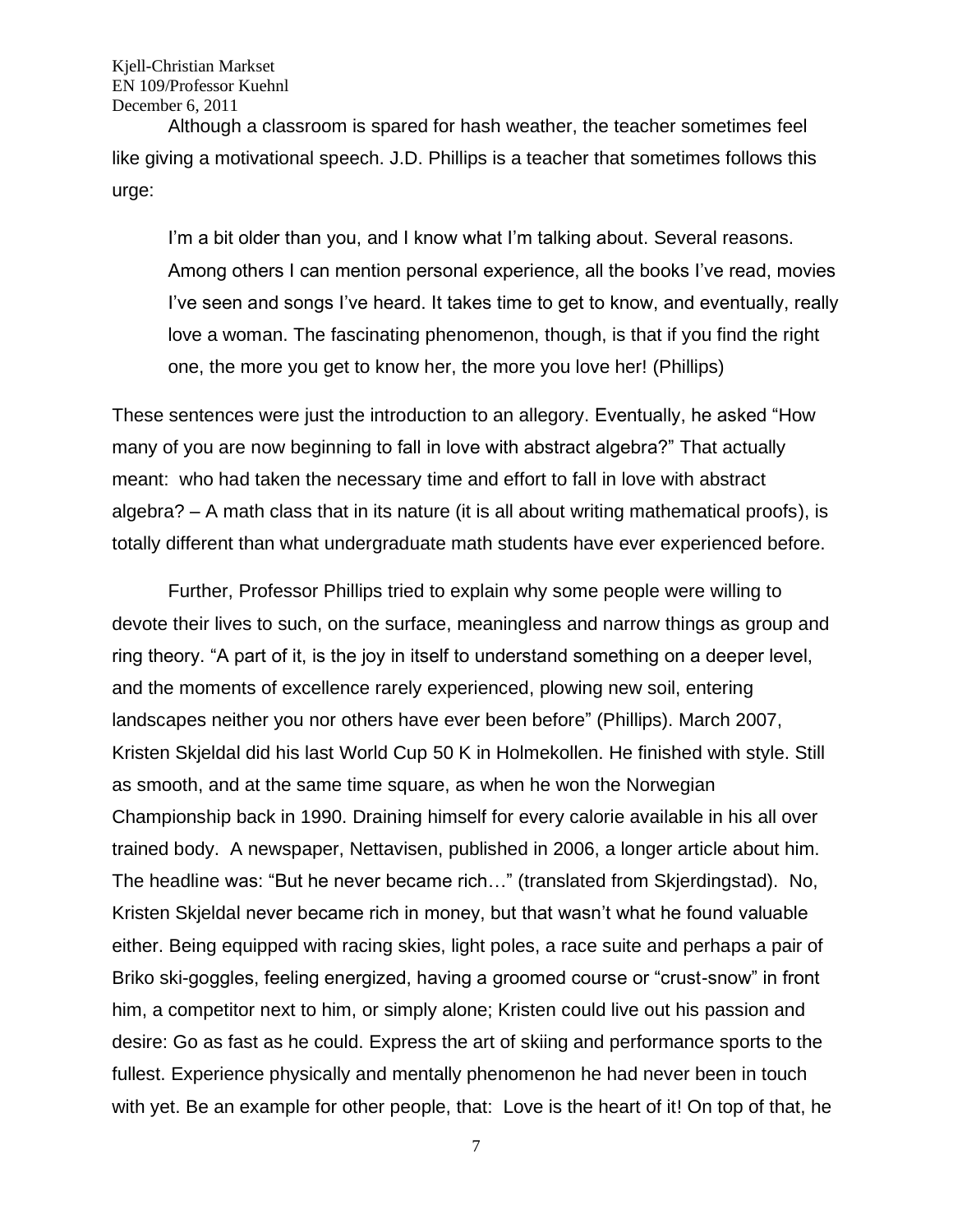Although a classroom is spared for hash weather, the teacher sometimes feel like giving a motivational speech. J.D. Phillips is a teacher that sometimes follows this urge:

> I'm a bit older than you, and I know what I'm talking about. Several reasons. Among others I can mention personal experience, all the books I've read, movies I've seen and songs I've heard. It takes time to get to know, and eventually, really love a woman. The fascinating phenomenon, though, is that if you find the right one, the more you get to know her, the more you love her! (Phillips)

These sentences were just the introduction to an allegory. Eventually, he asked "How many of you are now beginning to fall in love with abstract algebra?" That actually meant: who had taken the necessary time and effort to fall in love with abstract algebra? – A math class that in its nature (it is all about writing mathematical proofs), is totally different than what undergraduate math students have ever experienced before.

Further, Professor Phillips tried to explain why some people were willing to devote their lives to such, on the surface, meaningless and narrow things as group and ring theory. "A part of it, is the joy in itself to understand something on a deeper level, and the moments of excellence rarely experienced, plowing new soil, entering landscapes neither you nor others have ever been before" (Phillips). March 2007, Kristen Skjeldal did his last World Cup 50 K in Holmekollen. He finished with style. Still as smooth, and at the same time square, as when he won the Norwegian Championship back in 1990. Draining himself for every calorie available in his all over trained body. A newspaper, Nettavisen, published in 2006, a longer article about him. The headline was: "But he never became rich…" (translated from Skjerdingstad). No, Kristen Skjeldal never became rich in money, but that wasn't what he found valuable either. Being equipped with racing skies, light poles, a race suite and perhaps a pair of Briko ski-goggles, feeling energized, having a groomed course or "crust-snow" in front him, a competitor next to him, or simply alone; Kristen could live out his passion and desire: Go as fast as he could. Express the art of skiing and performance sports to the fullest. Experience physically and mentally phenomenon he had never been in touch with yet. Be an example for other people, that: Love is the heart of it! On top of that, he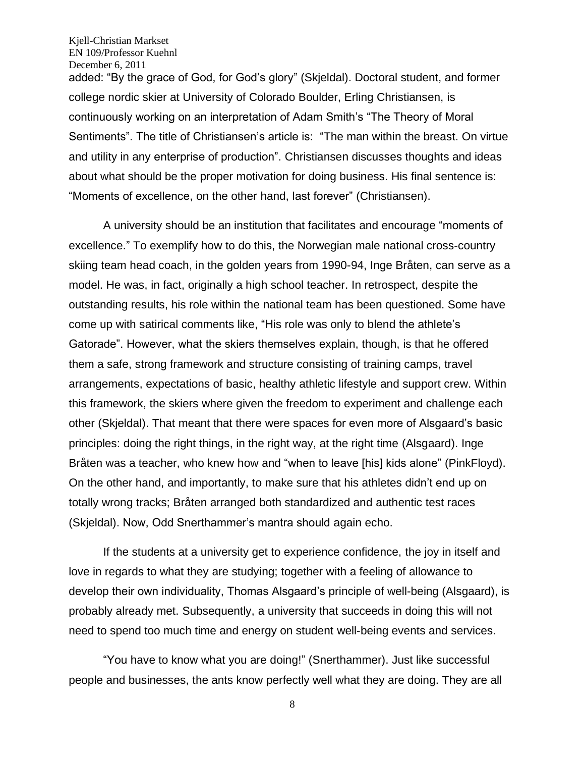added: “By the grace of God, for God’s glory” (Skjeldal). Doctoral student, and former college nordic skier at University of Colorado Boulder, Erling Christiansen, is continuously working on an interpretation of Adam Smith’s “The Theory of Moral Sentiments”. The title of Christiansen’s article is: “The man within the breast. On virtue and utility in any enterprise of production”. Christiansen discusses thoughts and ideas about what should be the proper motivation for doing business. His final sentence is: “Moments of excellence, on the other hand, last forever” (Christiansen).

A university should be an institution that facilitates and encourage “moments of excellence.” To exemplify how to do this, the Norwegian male national cross-country skiing team head coach, in the golden years from 1990-94, Inge Bråten, can serve as a model. He was, in fact, originally a high school teacher. In retrospect, despite the outstanding results, his role within the national team has been questioned. Some have come up with satirical comments like, “His role was only to blend the athlete’s Gatorade”. However, what the skiers themselves explain, though, is that he offered them a safe, strong framework and structure consisting of training camps, travel arrangements, expectations of basic, healthy athletic lifestyle and support crew. Within this framework, the skiers where given the freedom to experiment and challenge each other (Skjeldal). That meant that there were spaces for even more of Alsgaard’s basic principles: doing the right things, in the right way, at the right time (Alsgaard). Inge Bråten was a teacher, who knew how and “when to leave [his] kids alone” (PinkFloyd). On the other hand, and importantly, to make sure that his athletes didn’t end up on totally wrong tracks; Bråten arranged both standardized and authentic test races (Skjeldal). Now, Odd Snerthammer’s mantra should again echo.

If the students at a university get to experience confidence, the joy in itself and love in regards to what they are studying; together with a feeling of allowance to develop their own individuality, Thomas Alsgaard’s principle of well-being (Alsgaard), is probably already met. Subsequently, a university that succeeds in doing this will not need to spend too much time and energy on student well-being events and services.

“You have to know what you are doing!” (Snerthammer). Just like successful people and businesses, the ants know perfectly well what they are doing. They are all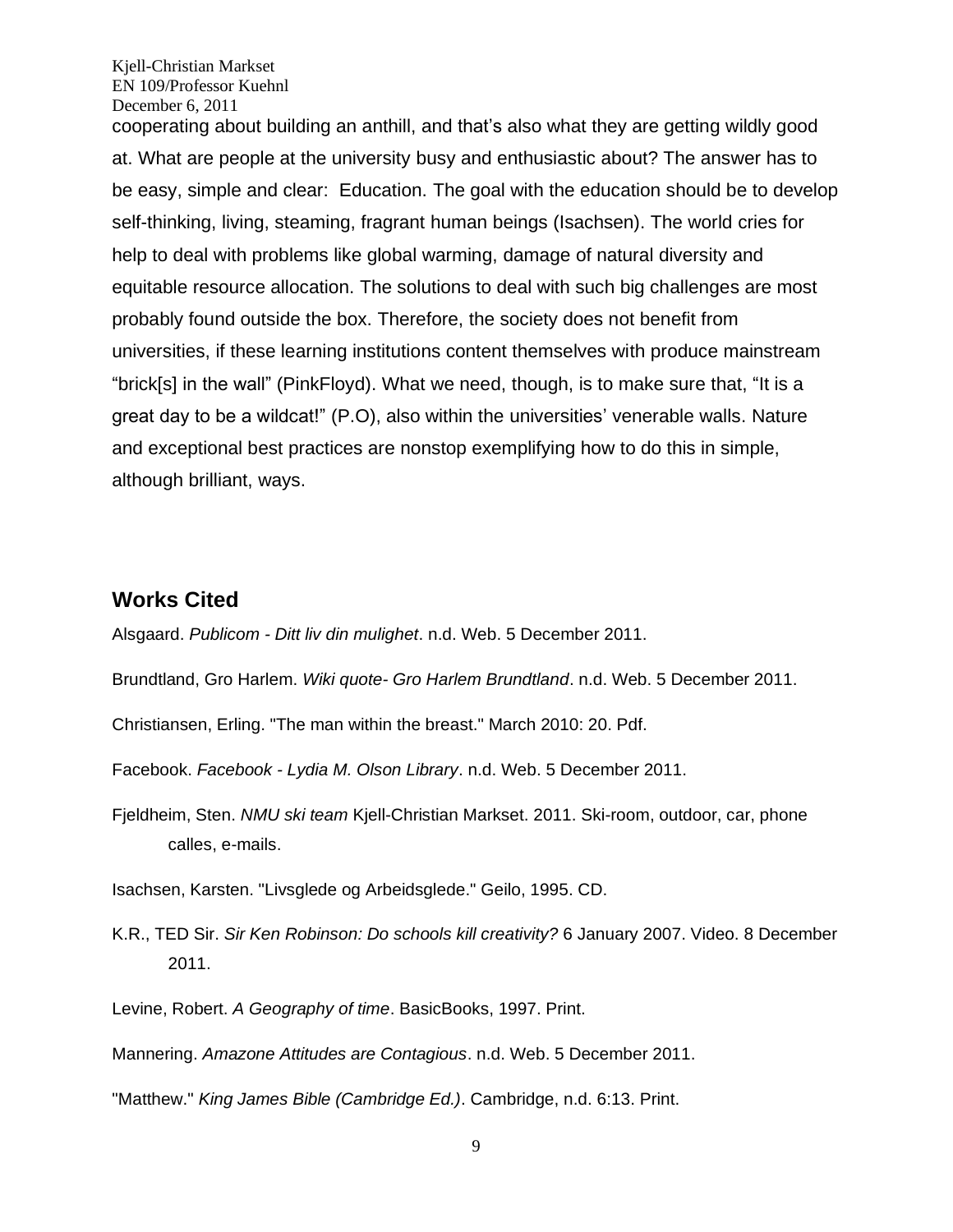cooperating about building an anthill, and that's also what they are getting wildly good at. What are people at the university busy and enthusiastic about? The answer has to be easy, simple and clear:  Education. The goal with the education should be to develop self-thinking, living, steaming, fragrant human beings (Isachsen). The world cries for help to deal with problems like global warming, damage of natural diversity and equitable resource allocation. The solutions to deal with such big challenges are most probably found outside the box. Therefore, the society does not benefit from universities, if these learning institutions content themselves with produce mainstream "brick[s] in the wall" (PinkFloyd). What we need, though, is to make sure that, "It is a great day to be a wildcat!" (P.O), also within the universities' venerable walls. Nature and exceptional best practices are nonstop exemplifying how to do this in simple, although brilliant, ways.

## Works Cited

Alsgaard. *Publicom - Ditt liv din mulighet*. n.d. Web. 5 December 2011.

Brundtland, Gro Harlem. *Wiki quote- Gro Harlem Brundtland*. n.d. Web. 5 December 2011.

Christiansen, Erling. "The man within the breast." March 2010: 20. Pdf.

Facebook. *Facebook - Lydia M. Olson Library*. n.d. Web. 5 December 2011.

Fjeldheim, Sten. *NMU ski team* Kjell-Christian Markset. 2011. Ski-room, outdoor, car, phone calles, e-mails.

Isachsen, Karsten. "Livsglede og Arbeidsglede." Geilo, 1995. CD.

K.R., TED Sir. *Sir Ken Robinson: Do schools kill creativity?* 6 January 2007. Video. 8 December 2011.

Levine, Robert. *A Geography of time*. BasicBooks, 1997. Print.

Mannering. *Amazone Attitudes are Contagious*. n.d. Web. 5 December 2011.

"Matthew." *King James Bible (Cambridge Ed.)*. Cambridge, n.d. 6:13. Print.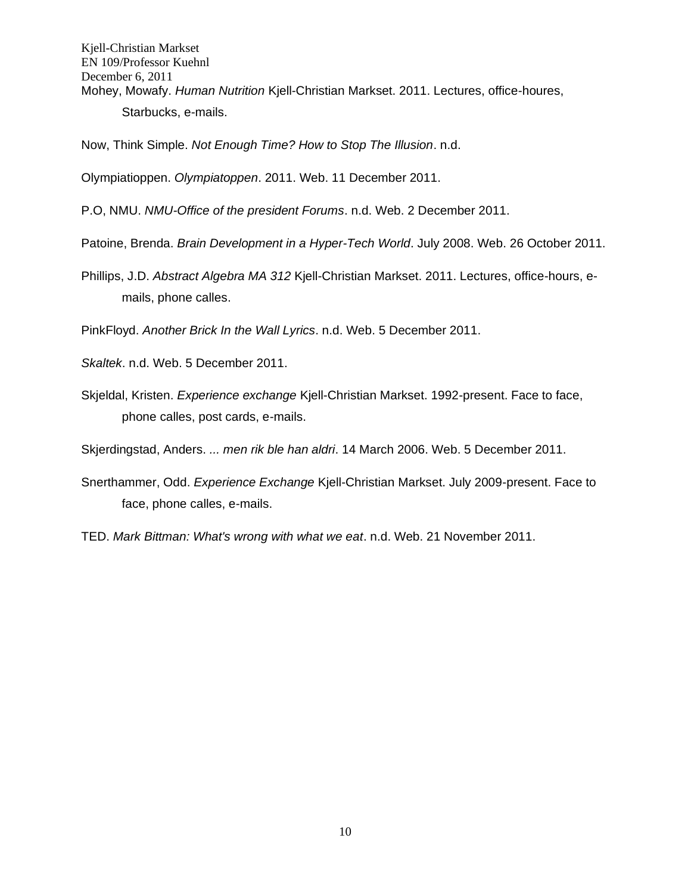Mohey, Mowafy. *Human Nutrition* Kjell-Christian Markset. 2011. Lectures, office-houres, Starbucks, e-mails.

Now, Think Simple. *Not Enough Time? How to Stop The Illusion*. n.d.

Olympiatioppen. *Olympiatoppen*. 2011. Web. 11 December 2011.

P.O, NMU. *NMU-Office of the president Forums*. n.d. Web. 2 December 2011.

Patoine, Brenda. *Brain Development in a Hyper-Tech World*. July 2008. Web. 26 October 2011.

Phillips, J.D. *Abstract Algebra MA 312* Kjell-Christian Markset. 2011. Lectures, office-hours, e-mails, phone calles.

PinkFloyd. *Another Brick In the Wall Lyrics*. n.d. Web. 5 December 2011.

*Skaltek*. n.d. Web. 5 December 2011.

Skjeldal, Kristen. *Experience exchange* Kjell-Christian Markset. 1992-present. Face to face, phone calles, post cards, e-mails.

Skjerdingstad, Anders. *... men rik ble han aldri*. 14 March 2006. Web. 5 December 2011.

Snerthammer, Odd. *Experience Exchange* Kjell-Christian Markset. July 2009-present. Face to face, phone calles, e-mails.

TED. *Mark Bittman: What's wrong with what we eat*. n.d. Web. 21 November 2011.